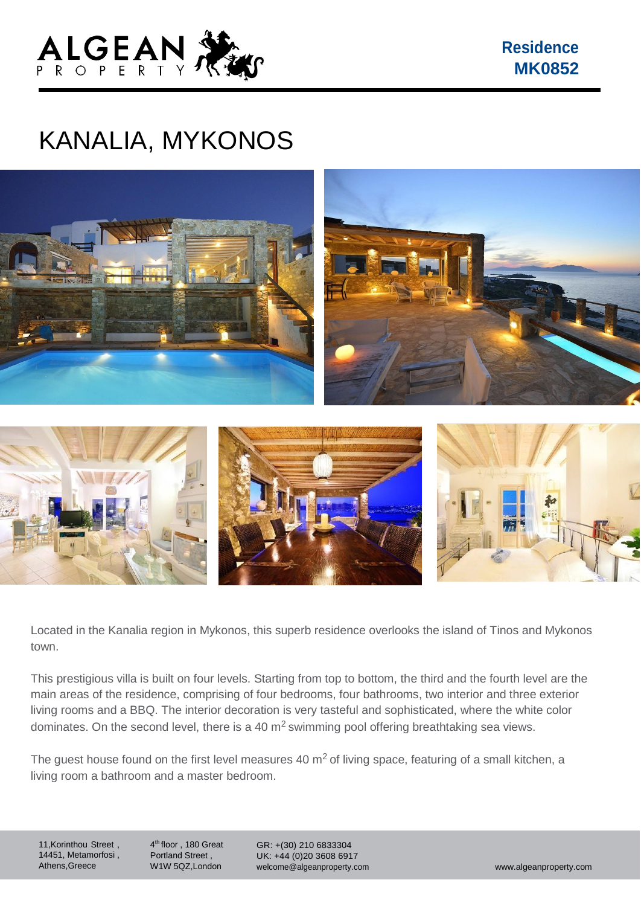ALGEAN PROPERTY

**Residence MK0852**

# KANALIA, MYKONOS

Located in the Kanalia region in Mykonos, this superb residence overlooks the island of Tinos and Mykonos town.

This prestigious villa is built on four levels. Starting from top to bottom, the third and the fourth level are the main areas of the residence, comprising of four bedrooms, four bathrooms, two interior and three exterior living rooms and a BBQ. The interior decoration is very tasteful and sophisticated, where the white color dominates. On the second level, there is a 40 $m^2$ swimming pool offering breathtaking sea views.

The guest house found on the first level measures 40 $m^2$ of living space, featuring of a small kitchen, a living room a bathroom and a master bedroom.

11,Korinthou Street , 14451, Metamorfosi , Athens,Greece

4th floor , 180 Great Portland Street , W1W 5QZ,London

GR: +(30) 210 6833304
UK: +44 (0)20 3608 6917
welcome@algeanproperty.com

www.algeanproperty.com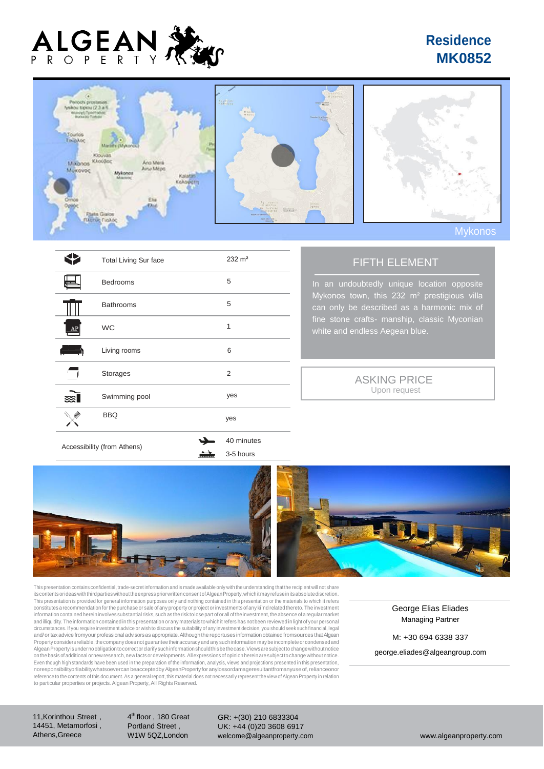ALGEAN PROPERTY

# Residence MK0852

Mykonos

| | | |
|---|---|---|
| Total Living Sur face | 232 m² | |
| Bedrooms | 5 | |
| Bathrooms | 5 | |
| WC | 1 | |
| Living rooms | 6 | |
| Storages | 2 | |
| Swimming pool | yes | |
| BBQ | yes | |
| Accessibility (from Athens) | 40 minutes | 3-5 hours |

## FIFTH ELEMENT

In an undoubtedly unique location opposite Mykonos town, this 232 m² prestigious villa can only be described as a harmonic mix of fine stone crafts- manship, classic Myconian white and endless Aegean blue.

## ASKING PRICE

Upon request

This presentation contains confidential, trade-secret information and is made available only with the understanding that the recipient will not share its contents or ideas with third parties without the express prior written consent of Algean Property, which it may refuse in its absolute discretion. This presentation is provided for general information purposes only and nothing contained in this presentation or the materials to which it refers constitutes a recommendation for the purchase or sale of any property or project or investments of any ki`nd related thereto. The investment information contained herein involves substantial risks, such as the risk to lose part of or all of the investment, the absence of a regular market and illiquidity. The information contained in this presentation or any materials to which it refers has not been reviewed in light of your personal circumstances. If you require investment advice or wish to discuss the suitability of any investment decision, you should seek such financial, legal and/or tax advice from your professional advisors as appropriate. Although the report uses information obtained from sources that Algean Property considers reliable, the company does not guarantee their accuracy and any such information may be incomplete or condensed and Algean Property is under no obligation to correct or clarify such information should this be the case. Views are subject to change without notice on the basis of additional or new research, new facts or developments. All expressions of opinion herein are subject to change without notice. Even though high standards have been used in the preparation of the information, analysis, views and projections presented in this presentation, no responsibility or liability whatsoever can be accepted by Algean Property for any loss or damage resultant from any use of, reliance on or reference to the contents of this document. As a general report, this material does not necessarily represent the view of Algean Property in relation to particular properties or projects. Algean Property, All Rights Reserved.

George Elias Eliades
Managing Partner

M: +30 694 6338 337

george.eliades@algeangroup.com

11,Korinthou Street , 14451, Metamorfosi , Athens,Greece

4th floor , 180 Great Portland Street , W1W 5QZ,London

GR: +(30) 210 6833304
UK: +44 (0)20 3608 6917
welcome@algeanproperty.com

www.algeanproperty.com